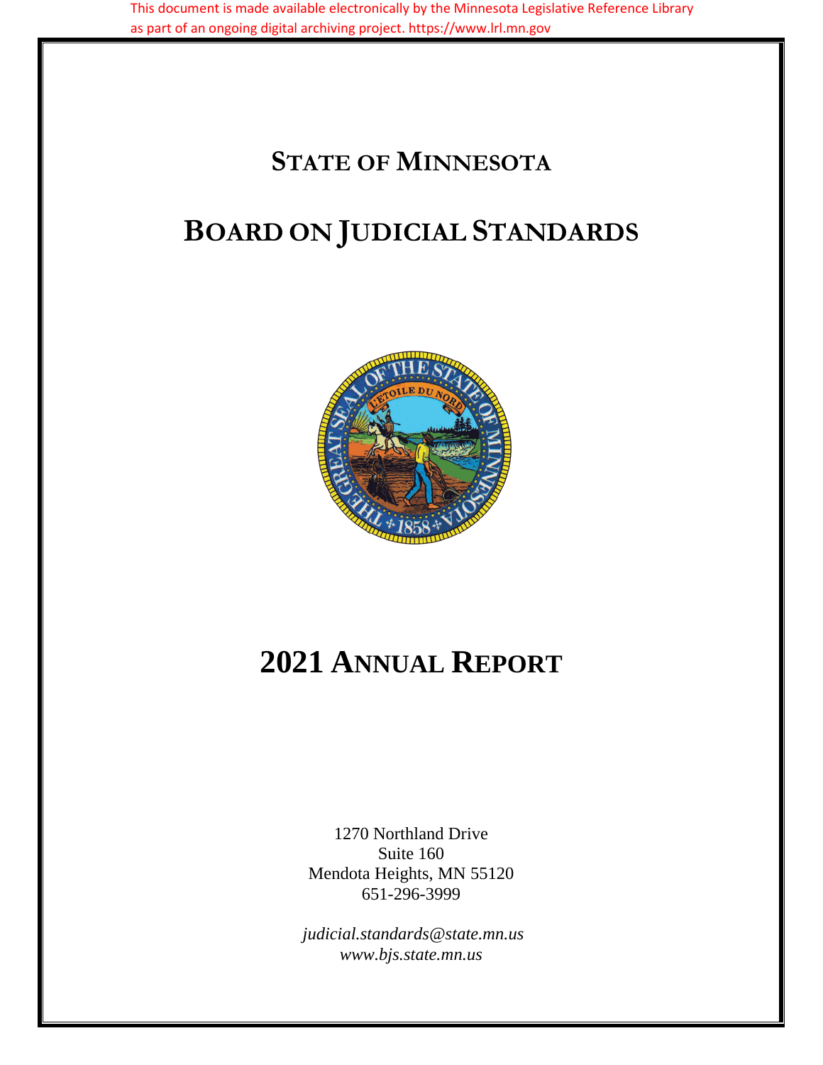This document is made available electronically by the Minnesota Legislative Reference Library as part of an ongoing digital archiving project. https://www.lrl.mn.gov

# STATE OF MINNESOTA

# BOARD ON JUDICIAL STANDARDS

# 2021 ANNUAL REPORT

1270 Northland Drive
Suite 160
Mendota Heights, MN 55120
651-296-3999

*judicial.standards@state.mn.us*
*www.bjs.state.mn.us*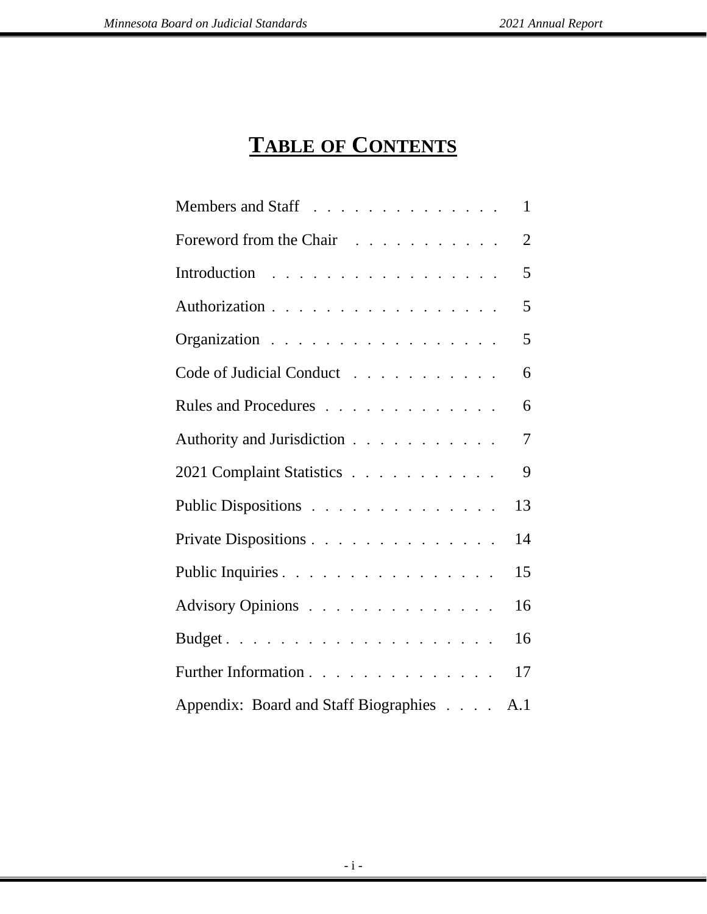# TABLE OF CONTENTS

| | |
|---|---|
| Members and Staff | 1 |
| Foreword from the Chair | 2 |
| Introduction | 5 |
| Authorization | 5 |
| Organization | 5 |
| Code of Judicial Conduct | 6 |
| Rules and Procedures | 6 |
| Authority and Jurisdiction | 7 |
| 2021 Complaint Statistics | 9 |
| Public Dispositions | 13 |
| Private Dispositions | 14 |
| Public Inquiries | 15 |
| Advisory Opinions | 16 |
| Budget | 16 |
| Further Information | 17 |
| Appendix: Board and Staff Biographies | A.1 |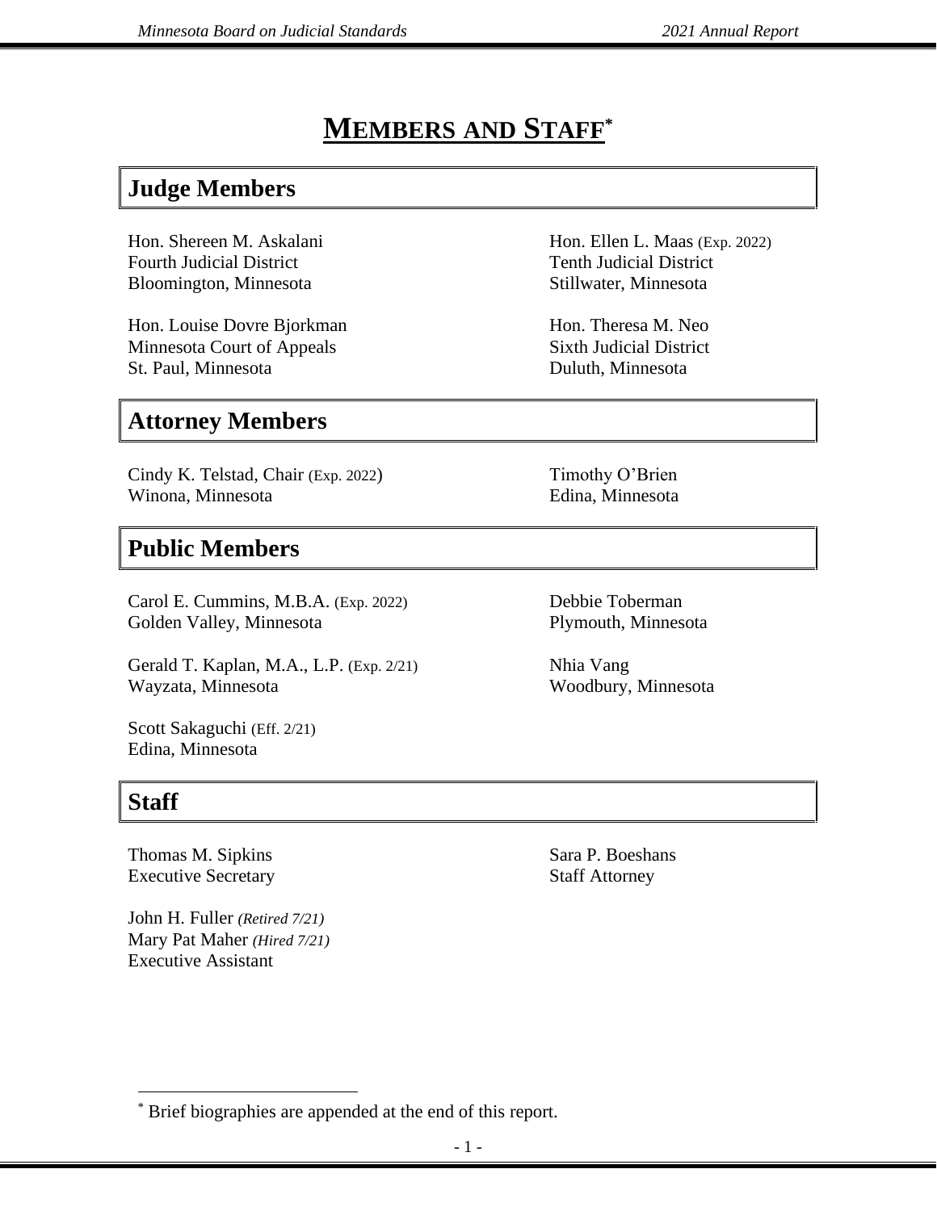# MEMBERS AND STAFF[*]

## Judge Members

Hon. Shereen M. Askalani
Fourth Judicial District
Bloomington, Minnesota

Hon. Louise Dovre Bjorkman
Minnesota Court of Appeals
St. Paul, Minnesota

Hon. Ellen L. Maas (Exp. 2022)
Tenth Judicial District
Stillwater, Minnesota

Hon. Theresa M. Neo
Sixth Judicial District
Duluth, Minnesota

## Attorney Members

Cindy K. Telstad, Chair (Exp. 2022)
Winona, Minnesota

Timothy O'Brien
Edina, Minnesota

## Public Members

Carol E. Cummins, M.B.A. (Exp. 2022)
Golden Valley, Minnesota

Gerald T. Kaplan, M.A., L.P. (Exp. 2/21)
Wayzata, Minnesota

Scott Sakaguchi (Eff. 2/21)
Edina, Minnesota

Debbie Toberman
Plymouth, Minnesota

Nhia Vang
Woodbury, Minnesota

## Staff

Thomas M. Sipkins
Executive Secretary

John H. Fuller *(Retired 7/21)*
Mary Pat Maher *(Hired 7/21)*
Executive Assistant

Sara P. Boeshans
Staff Attorney

---

[*] Brief biographies are appended at the end of this report.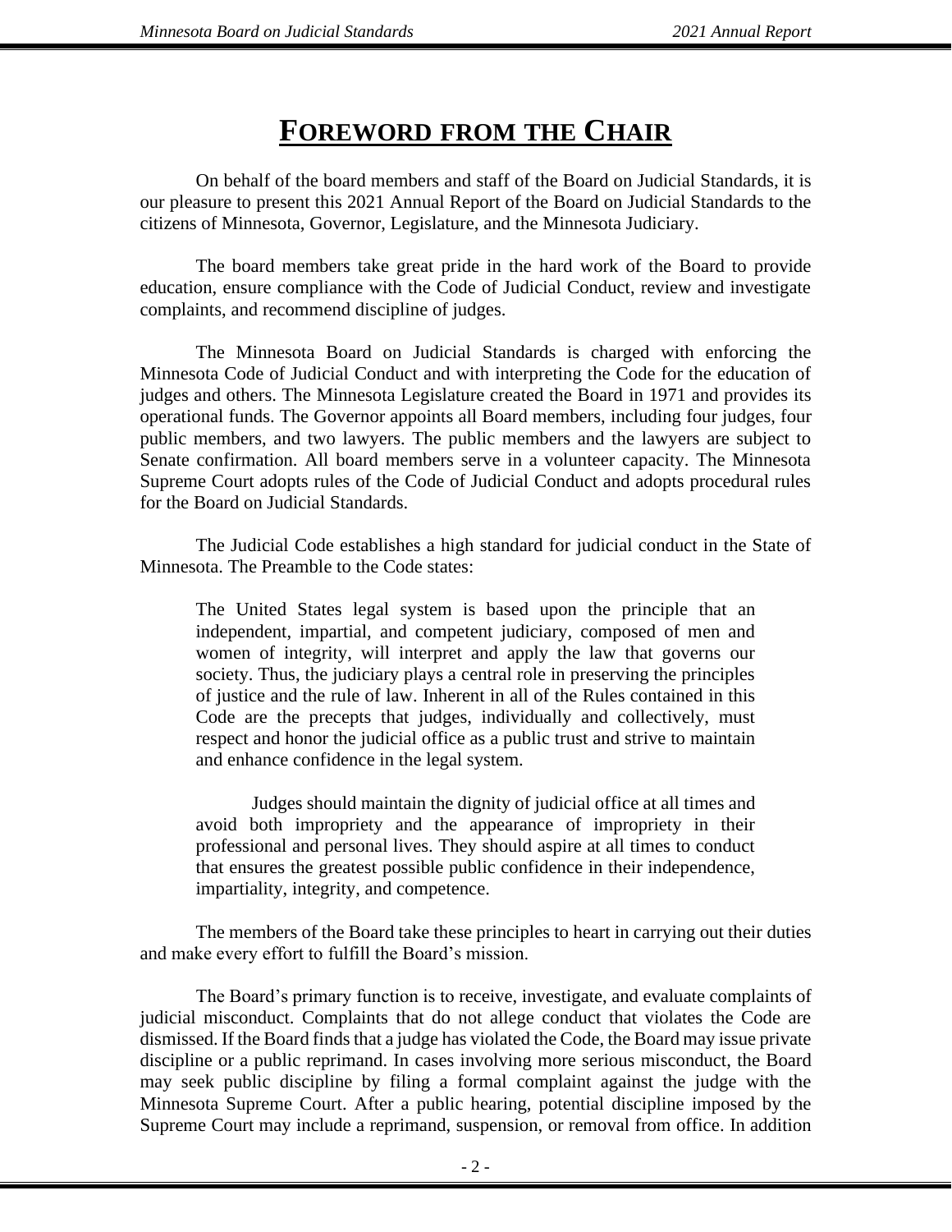# FOREWORD FROM THE CHAIR

On behalf of the board members and staff of the Board on Judicial Standards, it is our pleasure to present this 2021 Annual Report of the Board on Judicial Standards to the citizens of Minnesota, Governor, Legislature, and the Minnesota Judiciary.

The board members take great pride in the hard work of the Board to provide education, ensure compliance with the Code of Judicial Conduct, review and investigate complaints, and recommend discipline of judges.

The Minnesota Board on Judicial Standards is charged with enforcing the Minnesota Code of Judicial Conduct and with interpreting the Code for the education of judges and others. The Minnesota Legislature created the Board in 1971 and provides its operational funds. The Governor appoints all Board members, including four judges, four public members, and two lawyers. The public members and the lawyers are subject to Senate confirmation. All board members serve in a volunteer capacity. The Minnesota Supreme Court adopts rules of the Code of Judicial Conduct and adopts procedural rules for the Board on Judicial Standards.

The Judicial Code establishes a high standard for judicial conduct in the State of Minnesota. The Preamble to the Code states:

> The United States legal system is based upon the principle that an independent, impartial, and competent judiciary, composed of men and women of integrity, will interpret and apply the law that governs our society. Thus, the judiciary plays a central role in preserving the principles of justice and the rule of law. Inherent in all of the Rules contained in this Code are the precepts that judges, individually and collectively, must respect and honor the judicial office as a public trust and strive to maintain and enhance confidence in the legal system.
>
> Judges should maintain the dignity of judicial office at all times and avoid both impropriety and the appearance of impropriety in their professional and personal lives. They should aspire at all times to conduct that ensures the greatest possible public confidence in their independence, impartiality, integrity, and competence.

The members of the Board take these principles to heart in carrying out their duties and make every effort to fulfill the Board's mission.

The Board's primary function is to receive, investigate, and evaluate complaints of judicial misconduct. Complaints that do not allege conduct that violates the Code are dismissed. If the Board finds that a judge has violated the Code, the Board may issue private discipline or a public reprimand. In cases involving more serious misconduct, the Board may seek public discipline by filing a formal complaint against the judge with the Minnesota Supreme Court. After a public hearing, potential discipline imposed by the Supreme Court may include a reprimand, suspension, or removal from office. In addition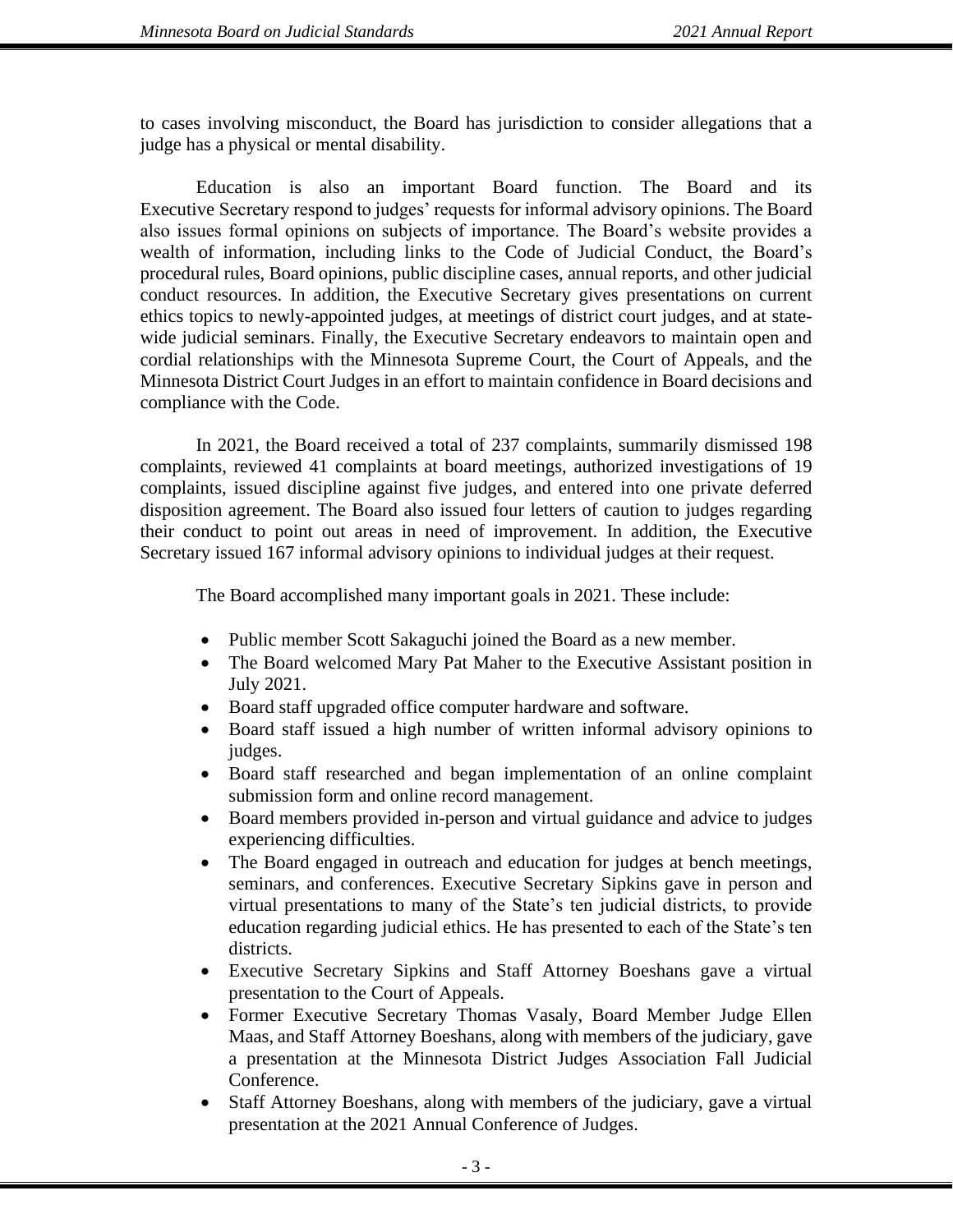to cases involving misconduct, the Board has jurisdiction to consider allegations that a judge has a physical or mental disability.

Education is also an important Board function. The Board and its Executive Secretary respond to judges' requests for informal advisory opinions. The Board also issues formal opinions on subjects of importance. The Board's website provides a wealth of information, including links to the Code of Judicial Conduct, the Board's procedural rules, Board opinions, public discipline cases, annual reports, and other judicial conduct resources. In addition, the Executive Secretary gives presentations on current ethics topics to newly-appointed judges, at meetings of district court judges, and at state-wide judicial seminars. Finally, the Executive Secretary endeavors to maintain open and cordial relationships with the Minnesota Supreme Court, the Court of Appeals, and the Minnesota District Court Judges in an effort to maintain confidence in Board decisions and compliance with the Code.

In 2021, the Board received a total of 237 complaints, summarily dismissed 198 complaints, reviewed 41 complaints at board meetings, authorized investigations of 19 complaints, issued discipline against five judges, and entered into one private deferred disposition agreement. The Board also issued four letters of caution to judges regarding their conduct to point out areas in need of improvement. In addition, the Executive Secretary issued 167 informal advisory opinions to individual judges at their request.

The Board accomplished many important goals in 2021. These include:

- Public member Scott Sakaguchi joined the Board as a new member.
- The Board welcomed Mary Pat Maher to the Executive Assistant position in July 2021.
- Board staff upgraded office computer hardware and software.
- Board staff issued a high number of written informal advisory opinions to judges.
- Board staff researched and began implementation of an online complaint submission form and online record management.
- Board members provided in-person and virtual guidance and advice to judges experiencing difficulties.
- The Board engaged in outreach and education for judges at bench meetings, seminars, and conferences. Executive Secretary Sipkins gave in person and virtual presentations to many of the State's ten judicial districts, to provide education regarding judicial ethics. He has presented to each of the State's ten districts.
- Executive Secretary Sipkins and Staff Attorney Boeshans gave a virtual presentation to the Court of Appeals.
- Former Executive Secretary Thomas Vasaly, Board Member Judge Ellen Maas, and Staff Attorney Boeshans, along with members of the judiciary, gave a presentation at the Minnesota District Judges Association Fall Judicial Conference.
- Staff Attorney Boeshans, along with members of the judiciary, gave a virtual presentation at the 2021 Annual Conference of Judges.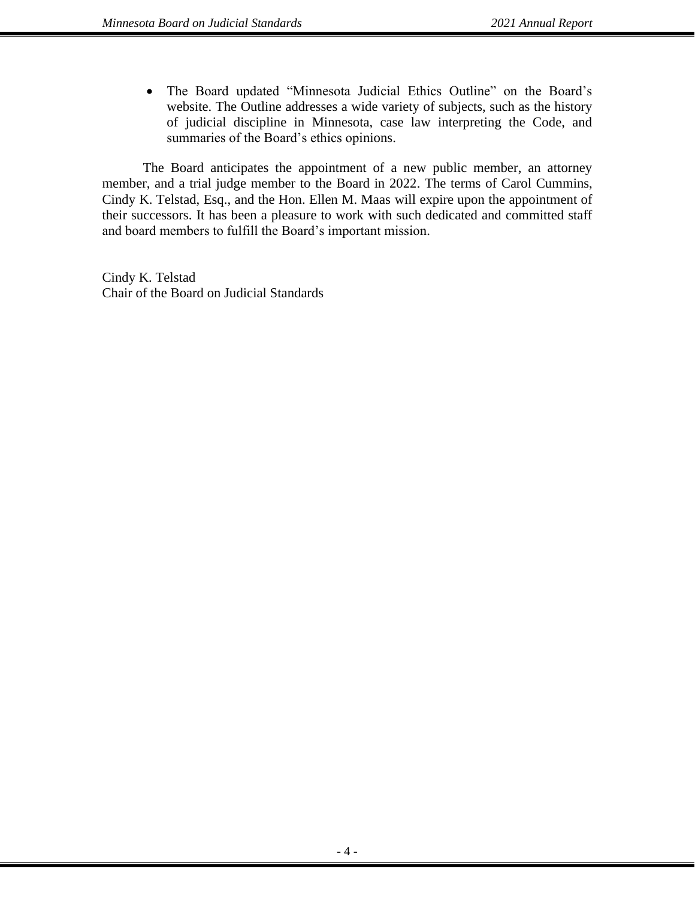- The Board updated “Minnesota Judicial Ethics Outline” on the Board’s website. The Outline addresses a wide variety of subjects, such as the history of judicial discipline in Minnesota, case law interpreting the Code, and summaries of the Board’s ethics opinions.

The Board anticipates the appointment of a new public member, an attorney member, and a trial judge member to the Board in 2022. The terms of Carol Cummins, Cindy K. Telstad, Esq., and the Hon. Ellen M. Maas will expire upon the appointment of their successors. It has been a pleasure to work with such dedicated and committed staff and board members to fulfill the Board’s important mission.

Cindy K. Telstad
Chair of the Board on Judicial Standards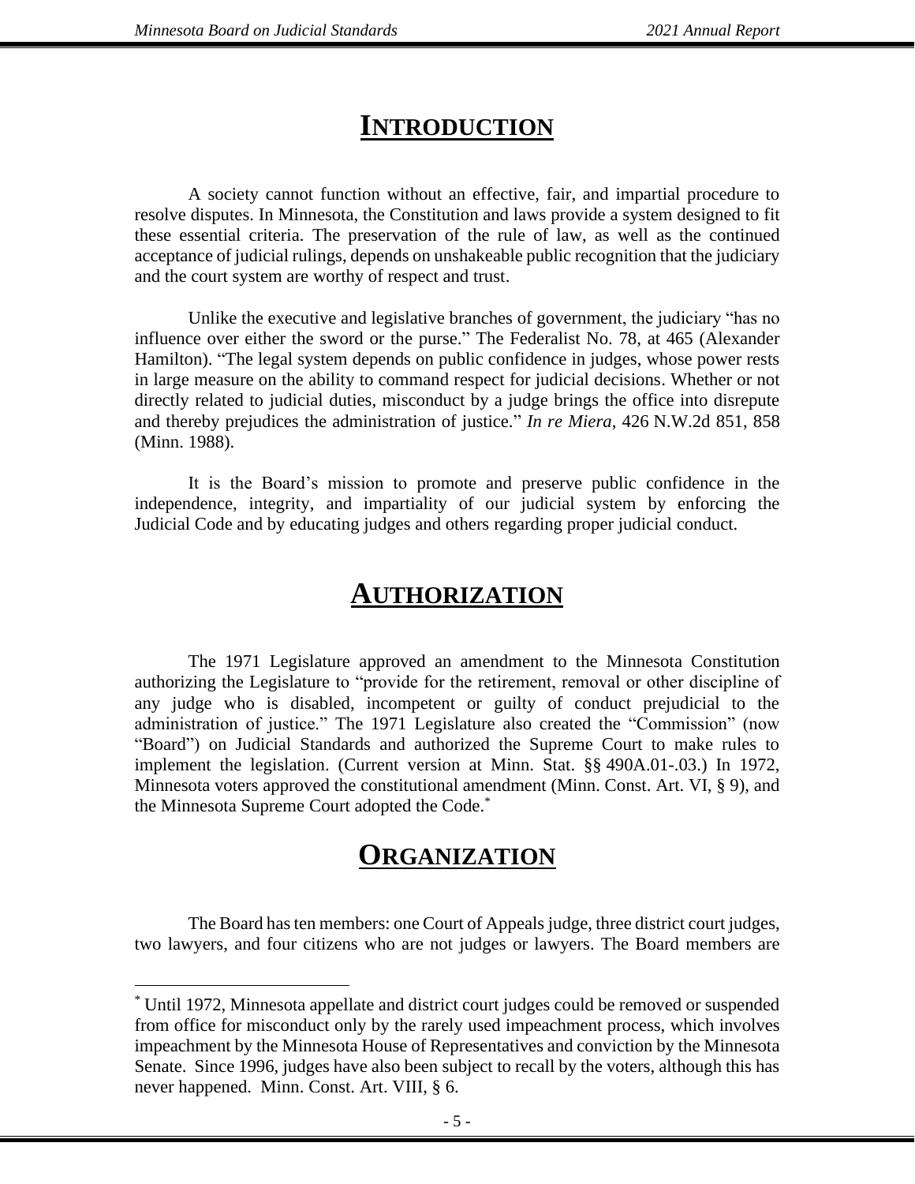# INTRODUCTION

A society cannot function without an effective, fair, and impartial procedure to resolve disputes. In Minnesota, the Constitution and laws provide a system designed to fit these essential criteria. The preservation of the rule of law, as well as the continued acceptance of judicial rulings, depends on unshakeable public recognition that the judiciary and the court system are worthy of respect and trust.

Unlike the executive and legislative branches of government, the judiciary "has no influence over either the sword or the purse." The Federalist No. 78, at 465 (Alexander Hamilton). "The legal system depends on public confidence in judges, whose power rests in large measure on the ability to command respect for judicial decisions. Whether or not directly related to judicial duties, misconduct by a judge brings the office into disrepute and thereby prejudices the administration of justice." *In re Miera*, 426 N.W.2d 851, 858 (Minn. 1988).

It is the Board's mission to promote and preserve public confidence in the independence, integrity, and impartiality of our judicial system by enforcing the Judicial Code and by educating judges and others regarding proper judicial conduct.

# AUTHORIZATION

The 1971 Legislature approved an amendment to the Minnesota Constitution authorizing the Legislature to "provide for the retirement, removal or other discipline of any judge who is disabled, incompetent or guilty of conduct prejudicial to the administration of justice." The 1971 Legislature also created the "Commission" (now "Board") on Judicial Standards and authorized the Supreme Court to make rules to implement the legislation. (Current version at Minn. Stat. §§ 490A.01-.03.) In 1972, Minnesota voters approved the constitutional amendment (Minn. Const. Art. VI, § 9), and the Minnesota Supreme Court adopted the Code.*

# ORGANIZATION

The Board has ten members: one Court of Appeals judge, three district court judges, two lawyers, and four citizens who are not judges or lawyers. The Board members are

* Until 1972, Minnesota appellate and district court judges could be removed or suspended from office for misconduct only by the rarely used impeachment process, which involves impeachment by the Minnesota House of Representatives and conviction by the Minnesota Senate. Since 1996, judges have also been subject to recall by the voters, although this has never happened. Minn. Const. Art. VIII, § 6.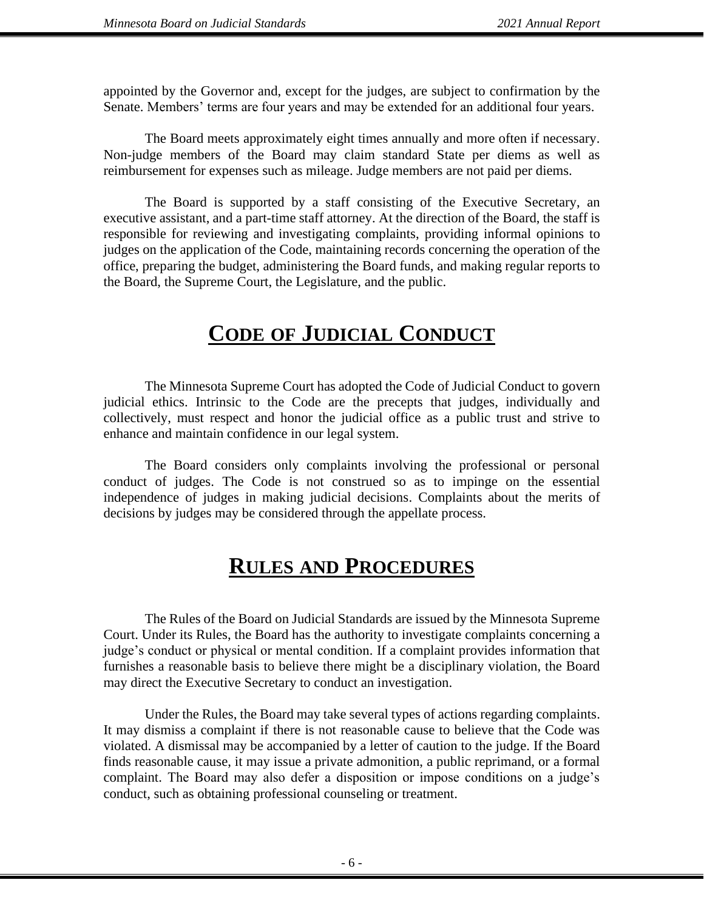appointed by the Governor and, except for the judges, are subject to confirmation by the Senate. Members' terms are four years and may be extended for an additional four years.

The Board meets approximately eight times annually and more often if necessary. Non-judge members of the Board may claim standard State per diems as well as reimbursement for expenses such as mileage. Judge members are not paid per diems.

The Board is supported by a staff consisting of the Executive Secretary, an executive assistant, and a part-time staff attorney. At the direction of the Board, the staff is responsible for reviewing and investigating complaints, providing informal opinions to judges on the application of the Code, maintaining records concerning the operation of the office, preparing the budget, administering the Board funds, and making regular reports to the Board, the Supreme Court, the Legislature, and the public.

# CODE OF JUDICIAL CONDUCT

The Minnesota Supreme Court has adopted the Code of Judicial Conduct to govern judicial ethics. Intrinsic to the Code are the precepts that judges, individually and collectively, must respect and honor the judicial office as a public trust and strive to enhance and maintain confidence in our legal system.

The Board considers only complaints involving the professional or personal conduct of judges. The Code is not construed so as to impinge on the essential independence of judges in making judicial decisions. Complaints about the merits of decisions by judges may be considered through the appellate process.

# RULES AND PROCEDURES

The Rules of the Board on Judicial Standards are issued by the Minnesota Supreme Court. Under its Rules, the Board has the authority to investigate complaints concerning a judge's conduct or physical or mental condition. If a complaint provides information that furnishes a reasonable basis to believe there might be a disciplinary violation, the Board may direct the Executive Secretary to conduct an investigation.

Under the Rules, the Board may take several types of actions regarding complaints. It may dismiss a complaint if there is not reasonable cause to believe that the Code was violated. A dismissal may be accompanied by a letter of caution to the judge. If the Board finds reasonable cause, it may issue a private admonition, a public reprimand, or a formal complaint. The Board may also defer a disposition or impose conditions on a judge's conduct, such as obtaining professional counseling or treatment.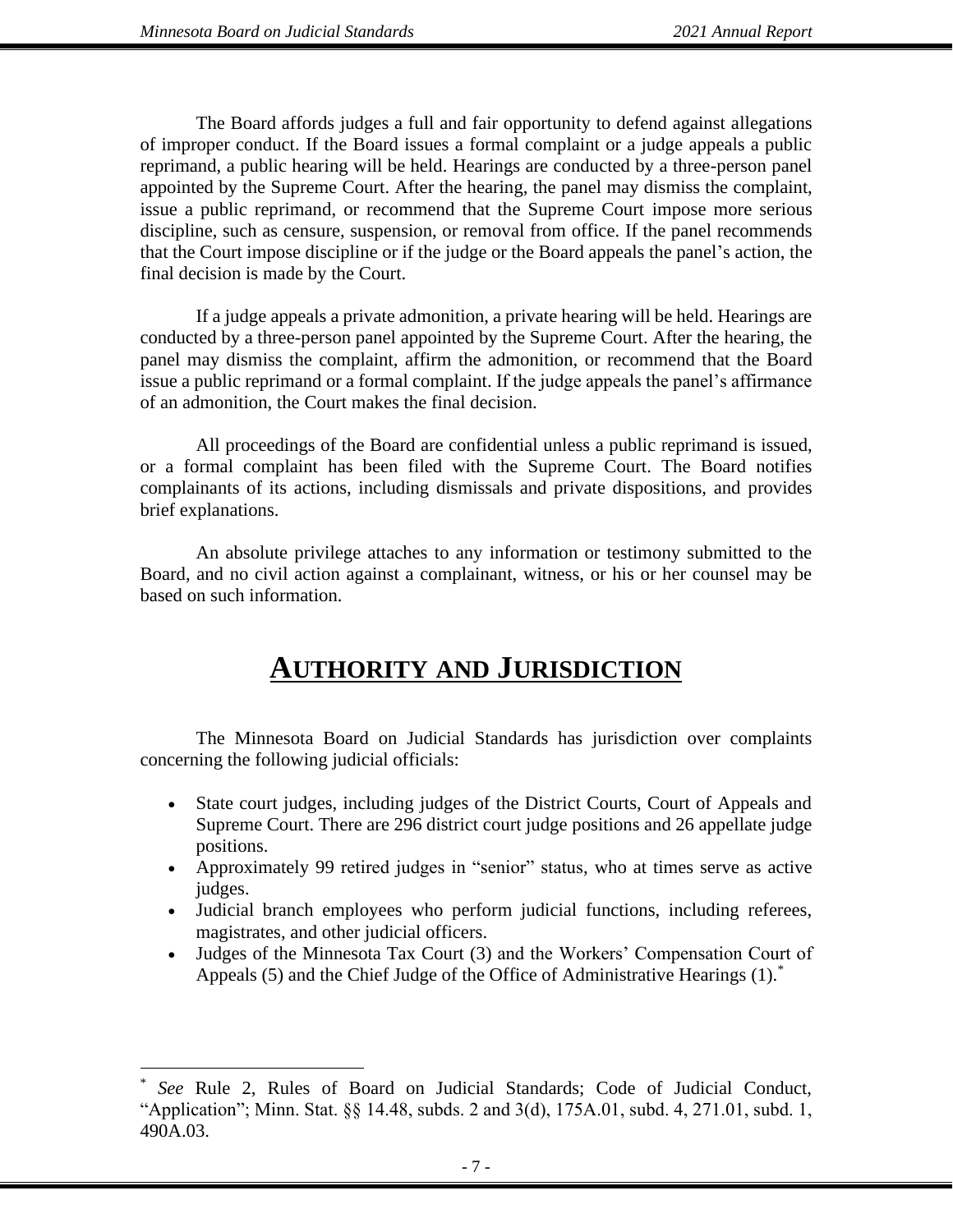The Board affords judges a full and fair opportunity to defend against allegations of improper conduct. If the Board issues a formal complaint or a judge appeals a public reprimand, a public hearing will be held. Hearings are conducted by a three-person panel appointed by the Supreme Court. After the hearing, the panel may dismiss the complaint, issue a public reprimand, or recommend that the Supreme Court impose more serious discipline, such as censure, suspension, or removal from office. If the panel recommends that the Court impose discipline or if the judge or the Board appeals the panel's action, the final decision is made by the Court.

If a judge appeals a private admonition, a private hearing will be held. Hearings are conducted by a three-person panel appointed by the Supreme Court. After the hearing, the panel may dismiss the complaint, affirm the admonition, or recommend that the Board issue a public reprimand or a formal complaint. If the judge appeals the panel's affirmance of an admonition, the Court makes the final decision.

All proceedings of the Board are confidential unless a public reprimand is issued, or a formal complaint has been filed with the Supreme Court. The Board notifies complainants of its actions, including dismissals and private dispositions, and provides brief explanations.

An absolute privilege attaches to any information or testimony submitted to the Board, and no civil action against a complainant, witness, or his or her counsel may be based on such information.

# AUTHORITY AND JURISDICTION

The Minnesota Board on Judicial Standards has jurisdiction over complaints concerning the following judicial officials:

- State court judges, including judges of the District Courts, Court of Appeals and Supreme Court. There are 296 district court judge positions and 26 appellate judge positions.
- Approximately 99 retired judges in "senior" status, who at times serve as active judges.
- Judicial branch employees who perform judicial functions, including referees, magistrates, and other judicial officers.
- Judges of the Minnesota Tax Court (3) and the Workers' Compensation Court of Appeals (5) and the Chief Judge of the Office of Administrative Hearings (1).*

---

\* *See* Rule 2, Rules of Board on Judicial Standards; Code of Judicial Conduct, "Application"; Minn. Stat. §§ 14.48, subds. 2 and 3(d), 175A.01, subd. 4, 271.01, subd. 1, 490A.03.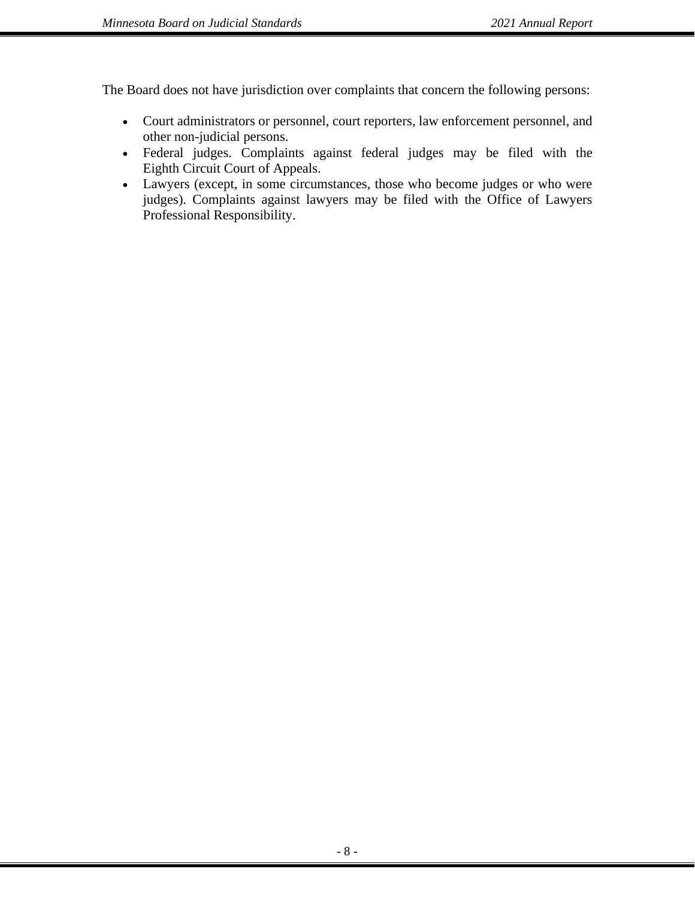The Board does not have jurisdiction over complaints that concern the following persons:

- Court administrators or personnel, court reporters, law enforcement personnel, and other non-judicial persons.
- Federal judges. Complaints against federal judges may be filed with the Eighth Circuit Court of Appeals.
- Lawyers (except, in some circumstances, those who become judges or who were judges). Complaints against lawyers may be filed with the Office of Lawyers Professional Responsibility.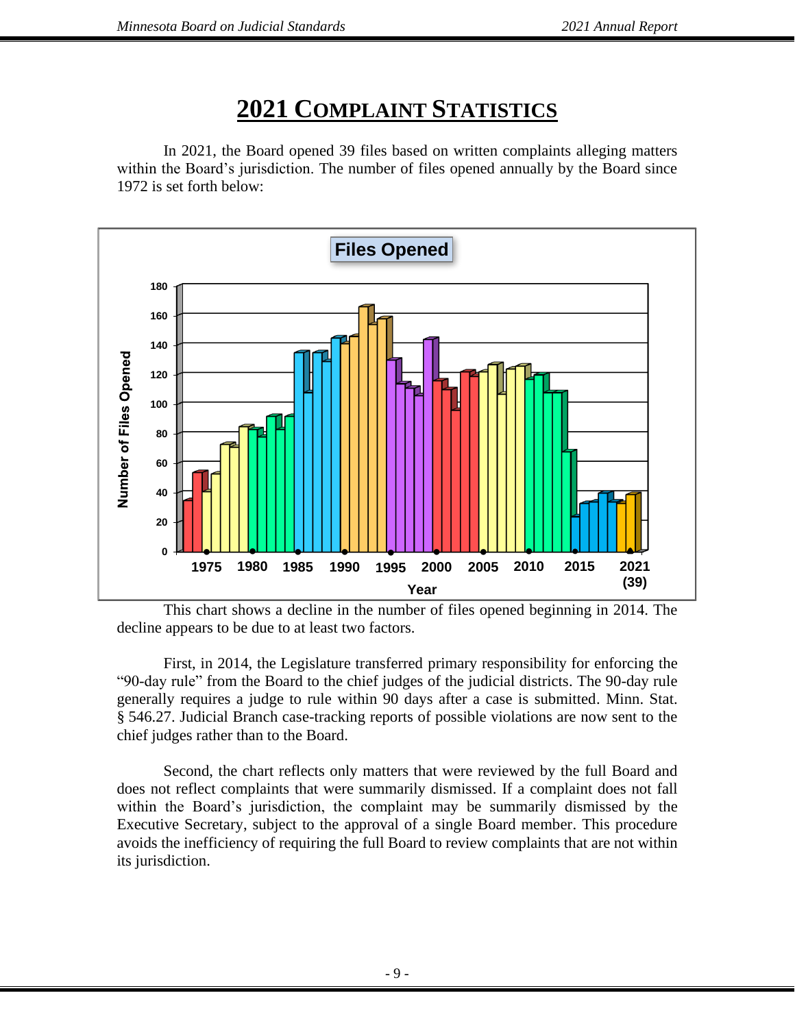# 2021 Complaint Statistics

In 2021, the Board opened 39 files based on written complaints alleging matters within the Board's jurisdiction. The number of files opened annually by the Board since 1972 is set forth below:

**Files Opened**

This chart shows a decline in the number of files opened beginning in 2014. The decline appears to be due to at least two factors.

First, in 2014, the Legislature transferred primary responsibility for enforcing the "90-day rule" from the Board to the chief judges of the judicial districts. The 90-day rule generally requires a judge to rule within 90 days after a case is submitted. Minn. Stat. § 546.27. Judicial Branch case-tracking reports of possible violations are now sent to the chief judges rather than to the Board.

Second, the chart reflects only matters that were reviewed by the full Board and does not reflect complaints that were summarily dismissed. If a complaint does not fall within the Board's jurisdiction, the complaint may be summarily dismissed by the Executive Secretary, subject to the approval of a single Board member. This procedure avoids the inefficiency of requiring the full Board to review complaints that are not within its jurisdiction.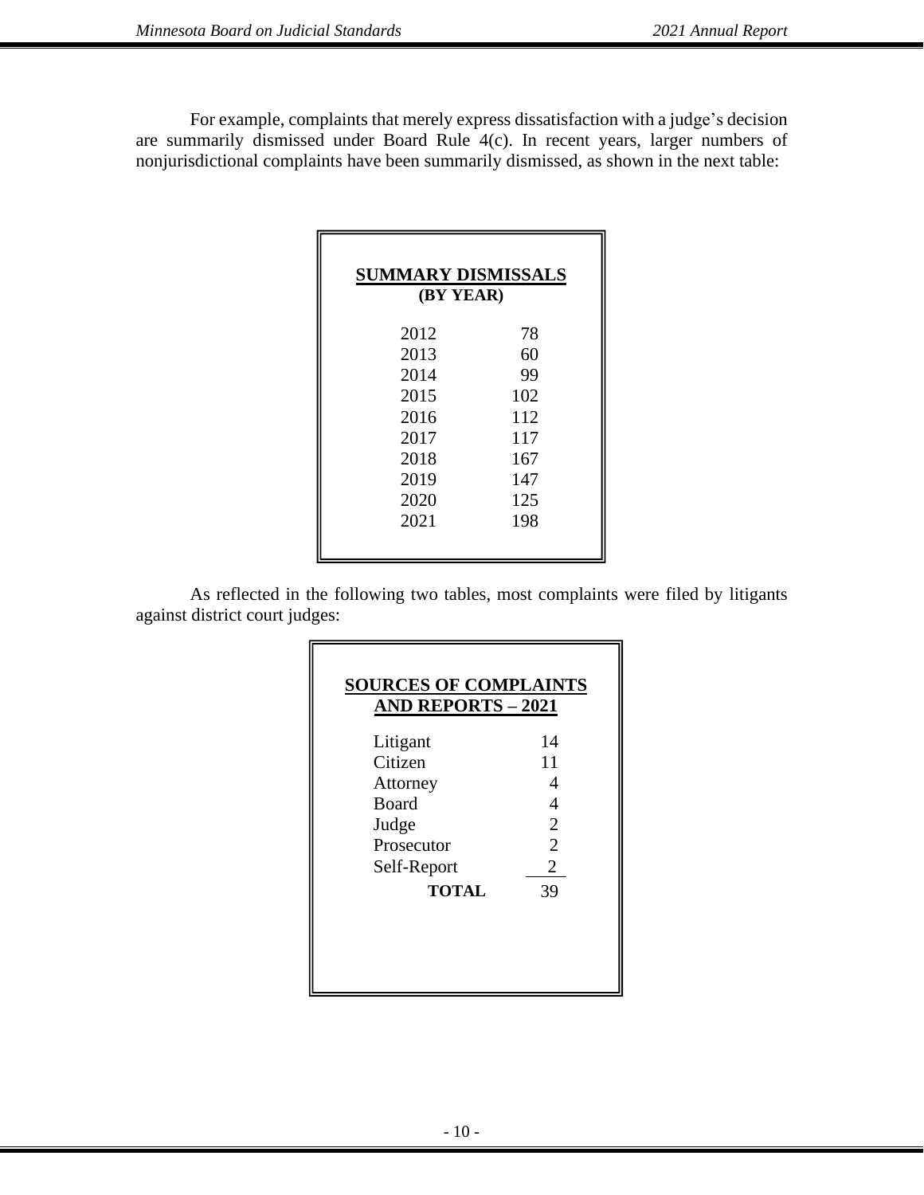For example, complaints that merely express dissatisfaction with a judge's decision are summarily dismissed under Board Rule 4(c). In recent years, larger numbers of nonjurisdictional complaints have been summarily dismissed, as shown in the next table:

**SUMMARY DISMISSALS**
**(BY YEAR)**

| Year | Dismissals |
|---|---|
| 2012 | 78 |
| 2013 | 60 |
| 2014 | 99 |
| 2015 | 102 |
| 2016 | 112 |
| 2017 | 117 |
| 2018 | 167 |
| 2019 | 147 |
| 2020 | 125 |
| 2021 | 198 |

As reflected in the following two tables, most complaints were filed by litigants against district court judges:

**SOURCES OF COMPLAINTS AND REPORTS – 2021**

| Source | Number |
|---|---|
| Litigant | 14 |
| Citizen | 11 |
| Attorney | 4 |
| Board | 4 |
| Judge | 2 |
| Prosecutor | 2 |
| Self-Report | 2 |
| **TOTAL** | 39 |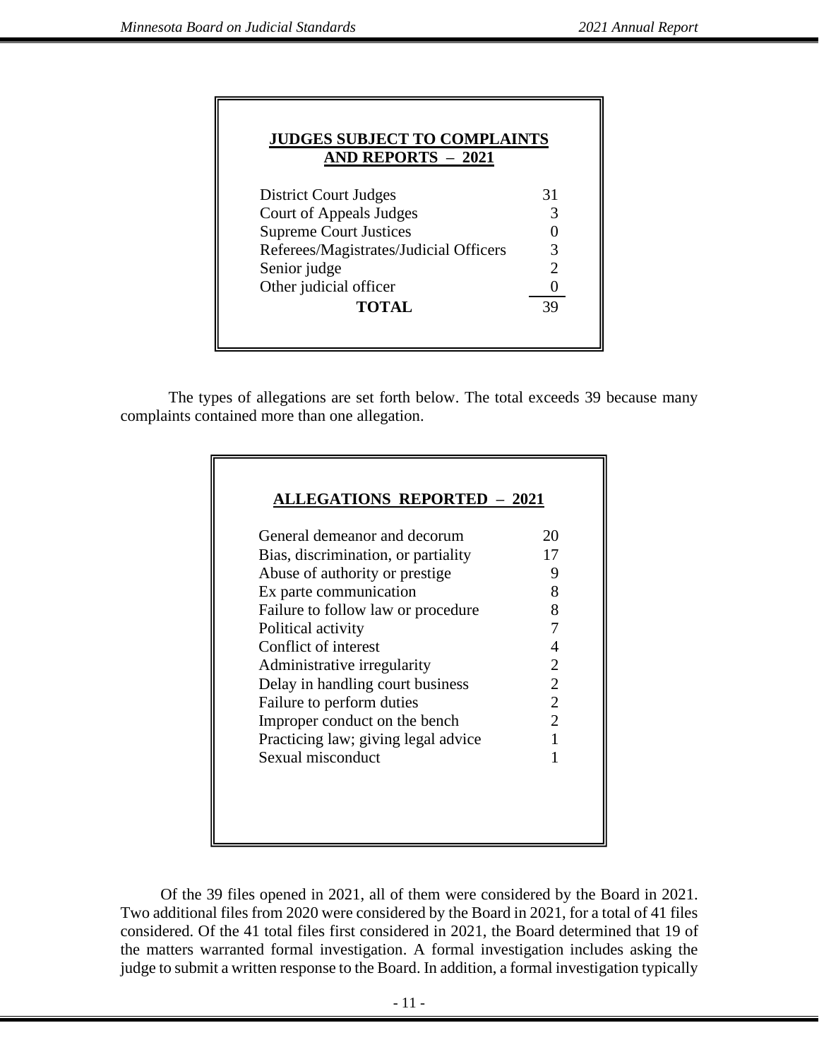| JUDGES SUBJECT TO COMPLAINTS AND REPORTS – 2021 | |
|---|---|
| District Court Judges | 31 |
| Court of Appeals Judges | 3 |
| Supreme Court Justices | 0 |
| Referees/Magistrates/Judicial Officers | 3 |
| Senior judge | 2 |
| Other judicial officer | 0 |
| **TOTAL** | 39 |

The types of allegations are set forth below. The total exceeds 39 because many complaints contained more than one allegation.

| ALLEGATIONS REPORTED – 2021 | |
|---|---|
| General demeanor and decorum | 20 |
| Bias, discrimination, or partiality | 17 |
| Abuse of authority or prestige | 9 |
| Ex parte communication | 8 |
| Failure to follow law or procedure | 8 |
| Political activity | 7 |
| Conflict of interest | 4 |
| Administrative irregularity | 2 |
| Delay in handling court business | 2 |
| Failure to perform duties | 2 |
| Improper conduct on the bench | 2 |
| Practicing law; giving legal advice | 1 |
| Sexual misconduct | 1 |

Of the 39 files opened in 2021, all of them were considered by the Board in 2021. Two additional files from 2020 were considered by the Board in 2021, for a total of 41 files considered. Of the 41 total files first considered in 2021, the Board determined that 19 of the matters warranted formal investigation. A formal investigation includes asking the judge to submit a written response to the Board. In addition, a formal investigation typically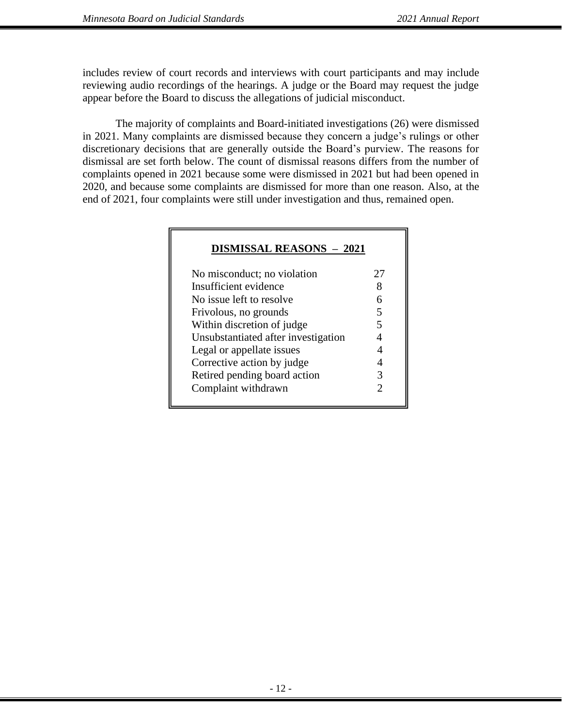includes review of court records and interviews with court participants and may include reviewing audio recordings of the hearings. A judge or the Board may request the judge appear before the Board to discuss the allegations of judicial misconduct.

The majority of complaints and Board-initiated investigations (26) were dismissed in 2021. Many complaints are dismissed because they concern a judge's rulings or other discretionary decisions that are generally outside the Board's purview. The reasons for dismissal are set forth below. The count of dismissal reasons differs from the number of complaints opened in 2021 because some were dismissed in 2021 but had been opened in 2020, and because some complaints are dismissed for more than one reason. Also, at the end of 2021, four complaints were still under investigation and thus, remained open.

| **DISMISSAL REASONS – 2021** | |
|---|---|
| No misconduct; no violation | 27 |
| Insufficient evidence | 8 |
| No issue left to resolve | 6 |
| Frivolous, no grounds | 5 |
| Within discretion of judge | 5 |
| Unsubstantiated after investigation | 4 |
| Legal or appellate issues | 4 |
| Corrective action by judge | 4 |
| Retired pending board action | 3 |
| Complaint withdrawn | 2 |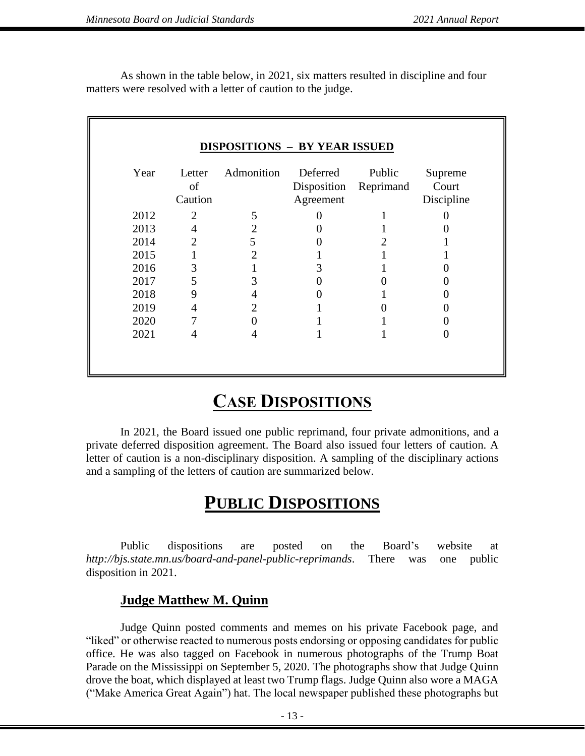As shown in the table below, in 2021, six matters resulted in discipline and four matters were resolved with a letter of caution to the judge.

**DISPOSITIONS – BY YEAR ISSUED**

| Year | Letter of Caution | Admonition | Deferred Disposition Agreement | Public Reprimand | Supreme Court Discipline |
|---|---|---|---|---|---|
| 2012 | 2 | 5 | 0 | 1 | 0 |
| 2013 | 4 | 2 | 0 | 1 | 0 |
| 2014 | 2 | 5 | 0 | 2 | 1 |
| 2015 | 1 | 2 | 1 | 1 | 1 |
| 2016 | 3 | 1 | 3 | 1 | 0 |
| 2017 | 5 | 3 | 0 | 0 | 0 |
| 2018 | 9 | 4 | 0 | 1 | 0 |
| 2019 | 4 | 2 | 1 | 0 | 0 |
| 2020 | 7 | 0 | 1 | 1 | 0 |
| 2021 | 4 | 4 | 1 | 1 | 0 |

# CASE DISPOSITIONS

In 2021, the Board issued one public reprimand, four private admonitions, and a private deferred disposition agreement. The Board also issued four letters of caution. A letter of caution is a non-disciplinary disposition. A sampling of the disciplinary actions and a sampling of the letters of caution are summarized below.

# PUBLIC DISPOSITIONS

Public dispositions are posted on the Board's website at *http://bjs.state.mn.us/board-and-panel-public-reprimands*. There was one public disposition in 2021.

## Judge Matthew M. Quinn

Judge Quinn posted comments and memes on his private Facebook page, and "liked" or otherwise reacted to numerous posts endorsing or opposing candidates for public office. He was also tagged on Facebook in numerous photographs of the Trump Boat Parade on the Mississippi on September 5, 2020. The photographs show that Judge Quinn drove the boat, which displayed at least two Trump flags. Judge Quinn also wore a MAGA ("Make America Great Again") hat. The local newspaper published these photographs but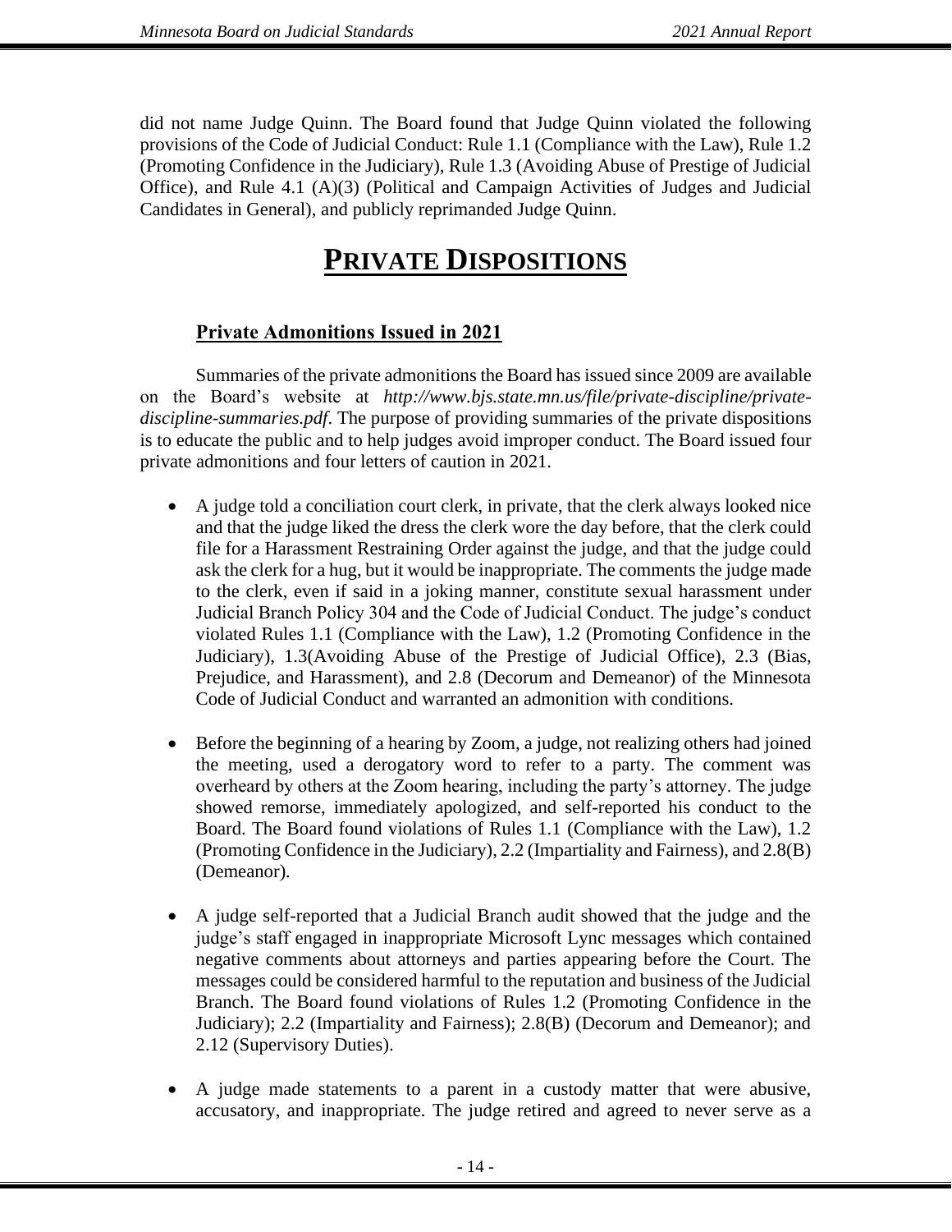did not name Judge Quinn. The Board found that Judge Quinn violated the following provisions of the Code of Judicial Conduct: Rule 1.1 (Compliance with the Law), Rule 1.2 (Promoting Confidence in the Judiciary), Rule 1.3 (Avoiding Abuse of Prestige of Judicial Office), and Rule 4.1 (A)(3) (Political and Campaign Activities of Judges and Judicial Candidates in General), and publicly reprimanded Judge Quinn.

# PRIVATE DISPOSITIONS

## Private Admonitions Issued in 2021

Summaries of the private admonitions the Board has issued since 2009 are available on the Board's website at *http://www.bjs.state.mn.us/file/private-discipline/private-discipline-summaries.pdf*. The purpose of providing summaries of the private dispositions is to educate the public and to help judges avoid improper conduct. The Board issued four private admonitions and four letters of caution in 2021.

- A judge told a conciliation court clerk, in private, that the clerk always looked nice and that the judge liked the dress the clerk wore the day before, that the clerk could file for a Harassment Restraining Order against the judge, and that the judge could ask the clerk for a hug, but it would be inappropriate. The comments the judge made to the clerk, even if said in a joking manner, constitute sexual harassment under Judicial Branch Policy 304 and the Code of Judicial Conduct. The judge's conduct violated Rules 1.1 (Compliance with the Law), 1.2 (Promoting Confidence in the Judiciary), 1.3(Avoiding Abuse of the Prestige of Judicial Office), 2.3 (Bias, Prejudice, and Harassment), and 2.8 (Decorum and Demeanor) of the Minnesota Code of Judicial Conduct and warranted an admonition with conditions.

- Before the beginning of a hearing by Zoom, a judge, not realizing others had joined the meeting, used a derogatory word to refer to a party. The comment was overheard by others at the Zoom hearing, including the party's attorney. The judge showed remorse, immediately apologized, and self-reported his conduct to the Board. The Board found violations of Rules 1.1 (Compliance with the Law), 1.2 (Promoting Confidence in the Judiciary), 2.2 (Impartiality and Fairness), and 2.8(B) (Demeanor).

- A judge self-reported that a Judicial Branch audit showed that the judge and the judge's staff engaged in inappropriate Microsoft Lync messages which contained negative comments about attorneys and parties appearing before the Court. The messages could be considered harmful to the reputation and business of the Judicial Branch. The Board found violations of Rules 1.2 (Promoting Confidence in the Judiciary); 2.2 (Impartiality and Fairness); 2.8(B) (Decorum and Demeanor); and 2.12 (Supervisory Duties).

- A judge made statements to a parent in a custody matter that were abusive, accusatory, and inappropriate. The judge retired and agreed to never serve as a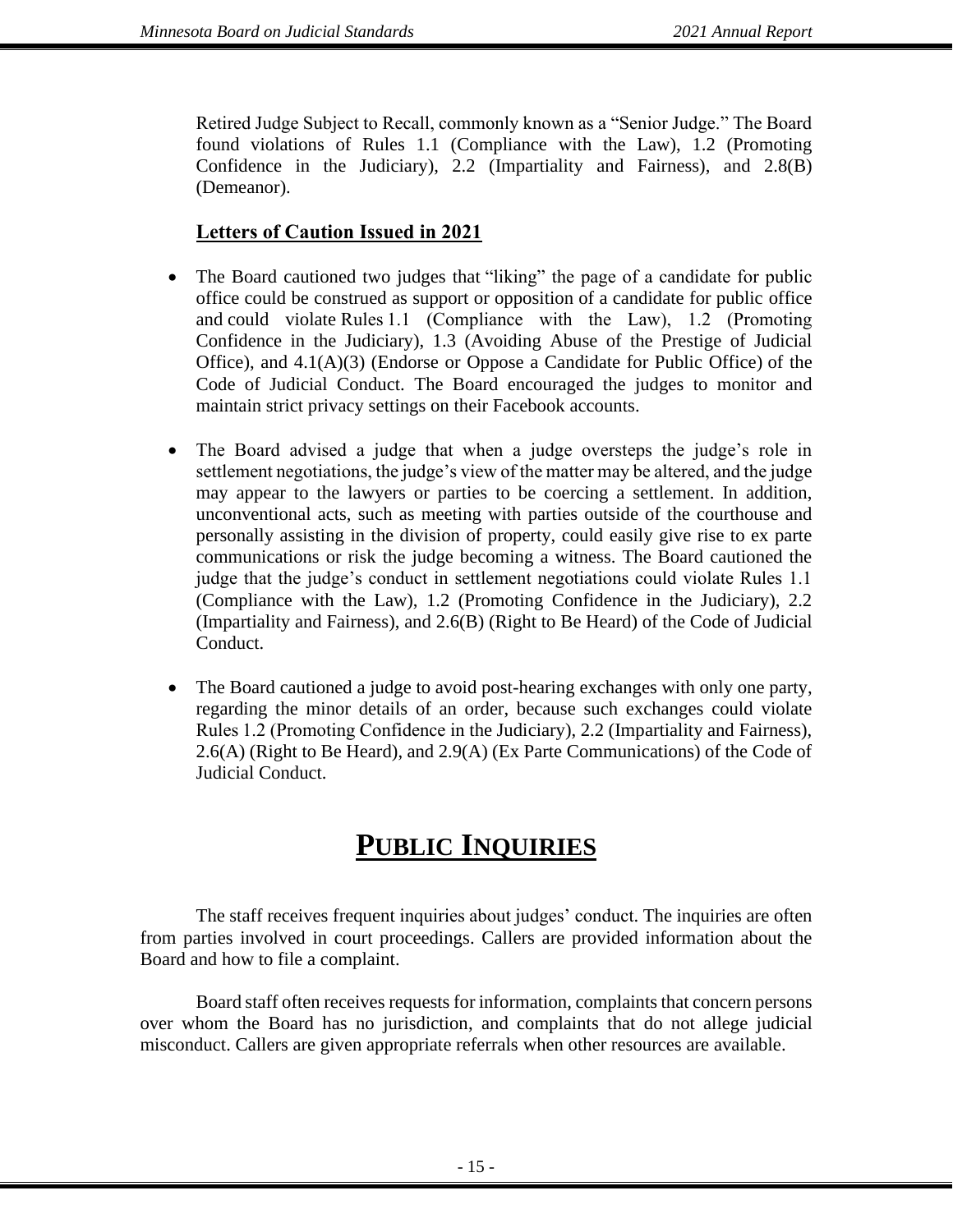Retired Judge Subject to Recall, commonly known as a "Senior Judge." The Board found violations of Rules 1.1 (Compliance with the Law), 1.2 (Promoting Confidence in the Judiciary), 2.2 (Impartiality and Fairness), and 2.8(B) (Demeanor).

### Letters of Caution Issued in 2021

- The Board cautioned two judges that "liking" the page of a candidate for public office could be construed as support or opposition of a candidate for public office and could violate Rules 1.1 (Compliance with the Law), 1.2 (Promoting Confidence in the Judiciary), 1.3 (Avoiding Abuse of the Prestige of Judicial Office), and 4.1(A)(3) (Endorse or Oppose a Candidate for Public Office) of the Code of Judicial Conduct. The Board encouraged the judges to monitor and maintain strict privacy settings on their Facebook accounts.

- The Board advised a judge that when a judge oversteps the judge's role in settlement negotiations, the judge's view of the matter may be altered, and the judge may appear to the lawyers or parties to be coercing a settlement. In addition, unconventional acts, such as meeting with parties outside of the courthouse and personally assisting in the division of property, could easily give rise to ex parte communications or risk the judge becoming a witness. The Board cautioned the judge that the judge's conduct in settlement negotiations could violate Rules 1.1 (Compliance with the Law), 1.2 (Promoting Confidence in the Judiciary), 2.2 (Impartiality and Fairness), and 2.6(B) (Right to Be Heard) of the Code of Judicial Conduct.

- The Board cautioned a judge to avoid post-hearing exchanges with only one party, regarding the minor details of an order, because such exchanges could violate Rules 1.2 (Promoting Confidence in the Judiciary), 2.2 (Impartiality and Fairness), 2.6(A) (Right to Be Heard), and 2.9(A) (Ex Parte Communications) of the Code of Judicial Conduct.

# PUBLIC INQUIRIES

The staff receives frequent inquiries about judges' conduct. The inquiries are often from parties involved in court proceedings. Callers are provided information about the Board and how to file a complaint.

Board staff often receives requests for information, complaints that concern persons over whom the Board has no jurisdiction, and complaints that do not allege judicial misconduct. Callers are given appropriate referrals when other resources are available.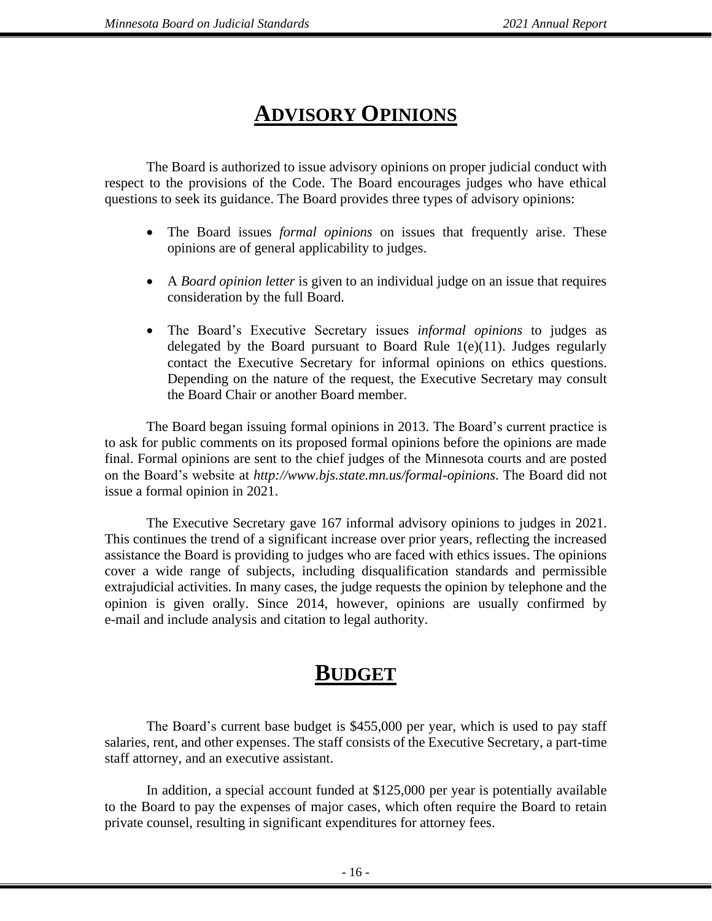# Advisory Opinions

The Board is authorized to issue advisory opinions on proper judicial conduct with respect to the provisions of the Code. The Board encourages judges who have ethical questions to seek its guidance. The Board provides three types of advisory opinions:

- The Board issues *formal opinions* on issues that frequently arise. These opinions are of general applicability to judges.

- A *Board opinion letter* is given to an individual judge on an issue that requires consideration by the full Board.

- The Board's Executive Secretary issues *informal opinions* to judges as delegated by the Board pursuant to Board Rule 1(e)(11). Judges regularly contact the Executive Secretary for informal opinions on ethics questions. Depending on the nature of the request, the Executive Secretary may consult the Board Chair or another Board member.

The Board began issuing formal opinions in 2013. The Board's current practice is to ask for public comments on its proposed formal opinions before the opinions are made final. Formal opinions are sent to the chief judges of the Minnesota courts and are posted on the Board's website at *http://www.bjs.state.mn.us/formal-opinions*. The Board did not issue a formal opinion in 2021.

The Executive Secretary gave 167 informal advisory opinions to judges in 2021. This continues the trend of a significant increase over prior years, reflecting the increased assistance the Board is providing to judges who are faced with ethics issues. The opinions cover a wide range of subjects, including disqualification standards and permissible extrajudicial activities. In many cases, the judge requests the opinion by telephone and the opinion is given orally. Since 2014, however, opinions are usually confirmed by e-mail and include analysis and citation to legal authority.

# Budget

The Board's current base budget is $455,000 per year, which is used to pay staff salaries, rent, and other expenses. The staff consists of the Executive Secretary, a part-time staff attorney, and an executive assistant.

In addition, a special account funded at $125,000 per year is potentially available to the Board to pay the expenses of major cases, which often require the Board to retain private counsel, resulting in significant expenditures for attorney fees.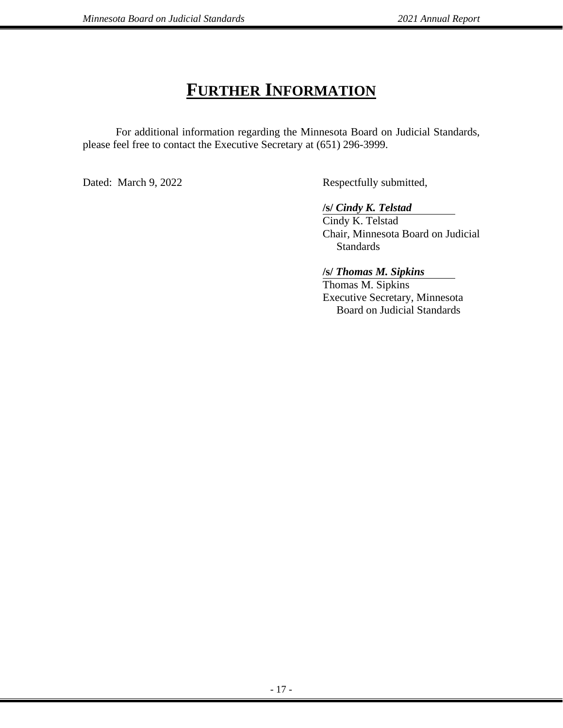# FURTHER INFORMATION

For additional information regarding the Minnesota Board on Judicial Standards, please feel free to contact the Executive Secretary at (651) 296-3999.

Dated: March 9, 2022

Respectfully submitted,

**/s/ *Cindy K. Telstad***
Cindy K. Telstad
Chair, Minnesota Board on Judicial Standards

**/s/ *Thomas M. Sipkins***
Thomas M. Sipkins
Executive Secretary, Minnesota Board on Judicial Standards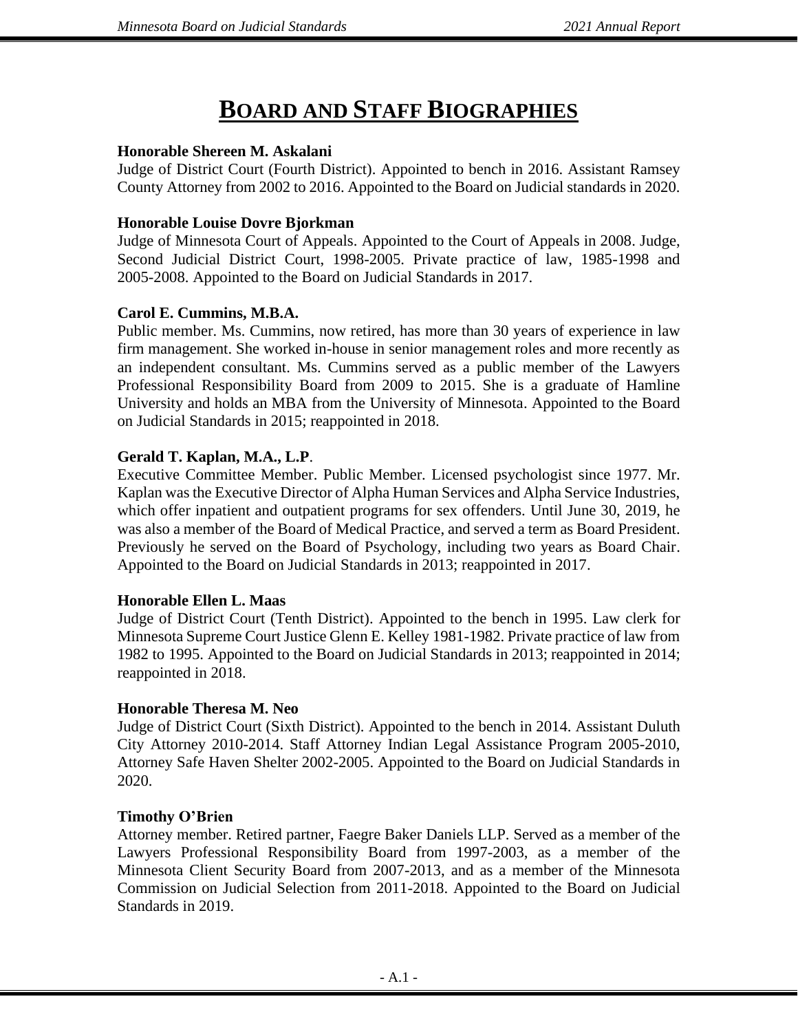# BOARD AND STAFF BIOGRAPHIES

**Honorable Shereen M. Askalani**
Judge of District Court (Fourth District). Appointed to bench in 2016. Assistant Ramsey County Attorney from 2002 to 2016. Appointed to the Board on Judicial standards in 2020.

**Honorable Louise Dovre Bjorkman**
Judge of Minnesota Court of Appeals. Appointed to the Court of Appeals in 2008. Judge, Second Judicial District Court, 1998-2005. Private practice of law, 1985-1998 and 2005-2008. Appointed to the Board on Judicial Standards in 2017.

**Carol E. Cummins, M.B.A.**
Public member. Ms. Cummins, now retired, has more than 30 years of experience in law firm management. She worked in-house in senior management roles and more recently as an independent consultant. Ms. Cummins served as a public member of the Lawyers Professional Responsibility Board from 2009 to 2015. She is a graduate of Hamline University and holds an MBA from the University of Minnesota. Appointed to the Board on Judicial Standards in 2015; reappointed in 2018.

**Gerald T. Kaplan, M.A., L.P**.
Executive Committee Member. Public Member. Licensed psychologist since 1977. Mr. Kaplan was the Executive Director of Alpha Human Services and Alpha Service Industries, which offer inpatient and outpatient programs for sex offenders. Until June 30, 2019, he was also a member of the Board of Medical Practice, and served a term as Board President. Previously he served on the Board of Psychology, including two years as Board Chair. Appointed to the Board on Judicial Standards in 2013; reappointed in 2017.

**Honorable Ellen L. Maas**
Judge of District Court (Tenth District). Appointed to the bench in 1995. Law clerk for Minnesota Supreme Court Justice Glenn E. Kelley 1981-1982. Private practice of law from 1982 to 1995. Appointed to the Board on Judicial Standards in 2013; reappointed in 2014; reappointed in 2018.

**Honorable Theresa M. Neo**
Judge of District Court (Sixth District). Appointed to the bench in 2014. Assistant Duluth City Attorney 2010-2014. Staff Attorney Indian Legal Assistance Program 2005-2010, Attorney Safe Haven Shelter 2002-2005. Appointed to the Board on Judicial Standards in 2020.

**Timothy O'Brien**
Attorney member. Retired partner, Faegre Baker Daniels LLP. Served as a member of the Lawyers Professional Responsibility Board from 1997-2003, as a member of the Minnesota Client Security Board from 2007-2013, and as a member of the Minnesota Commission on Judicial Selection from 2011-2018. Appointed to the Board on Judicial Standards in 2019.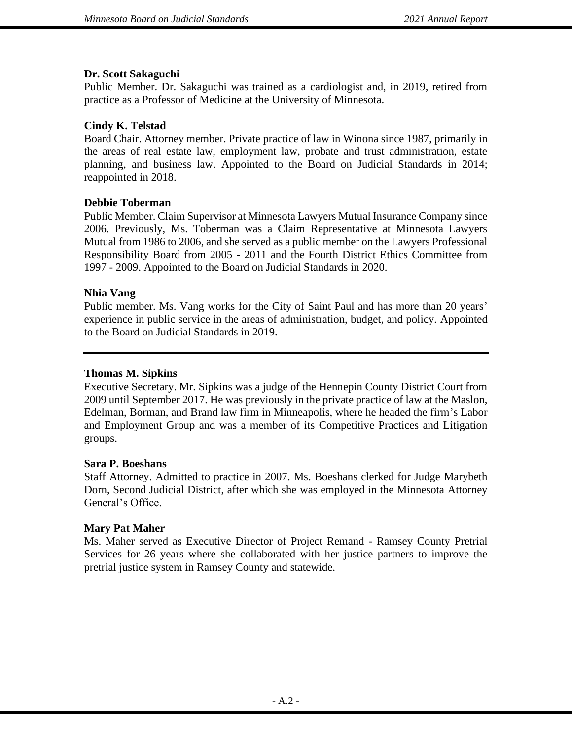**Dr. Scott Sakaguchi**
Public Member. Dr. Sakaguchi was trained as a cardiologist and, in 2019, retired from practice as a Professor of Medicine at the University of Minnesota.

**Cindy K. Telstad**
Board Chair. Attorney member. Private practice of law in Winona since 1987, primarily in the areas of real estate law, employment law, probate and trust administration, estate planning, and business law. Appointed to the Board on Judicial Standards in 2014; reappointed in 2018.

**Debbie Toberman**
Public Member. Claim Supervisor at Minnesota Lawyers Mutual Insurance Company since 2006. Previously, Ms. Toberman was a Claim Representative at Minnesota Lawyers Mutual from 1986 to 2006, and she served as a public member on the Lawyers Professional Responsibility Board from 2005 - 2011 and the Fourth District Ethics Committee from 1997 - 2009. Appointed to the Board on Judicial Standards in 2020.

**Nhia Vang**
Public member. Ms. Vang works for the City of Saint Paul and has more than 20 years' experience in public service in the areas of administration, budget, and policy. Appointed to the Board on Judicial Standards in 2019.

---

**Thomas M. Sipkins**
Executive Secretary. Mr. Sipkins was a judge of the Hennepin County District Court from 2009 until September 2017. He was previously in the private practice of law at the Maslon, Edelman, Borman, and Brand law firm in Minneapolis, where he headed the firm's Labor and Employment Group and was a member of its Competitive Practices and Litigation groups.

**Sara P. Boeshans**
Staff Attorney. Admitted to practice in 2007. Ms. Boeshans clerked for Judge Marybeth Dorn, Second Judicial District, after which she was employed in the Minnesota Attorney General's Office.

**Mary Pat Maher**
Ms. Maher served as Executive Director of Project Remand - Ramsey County Pretrial Services for 26 years where she collaborated with her justice partners to improve the pretrial justice system in Ramsey County and statewide.